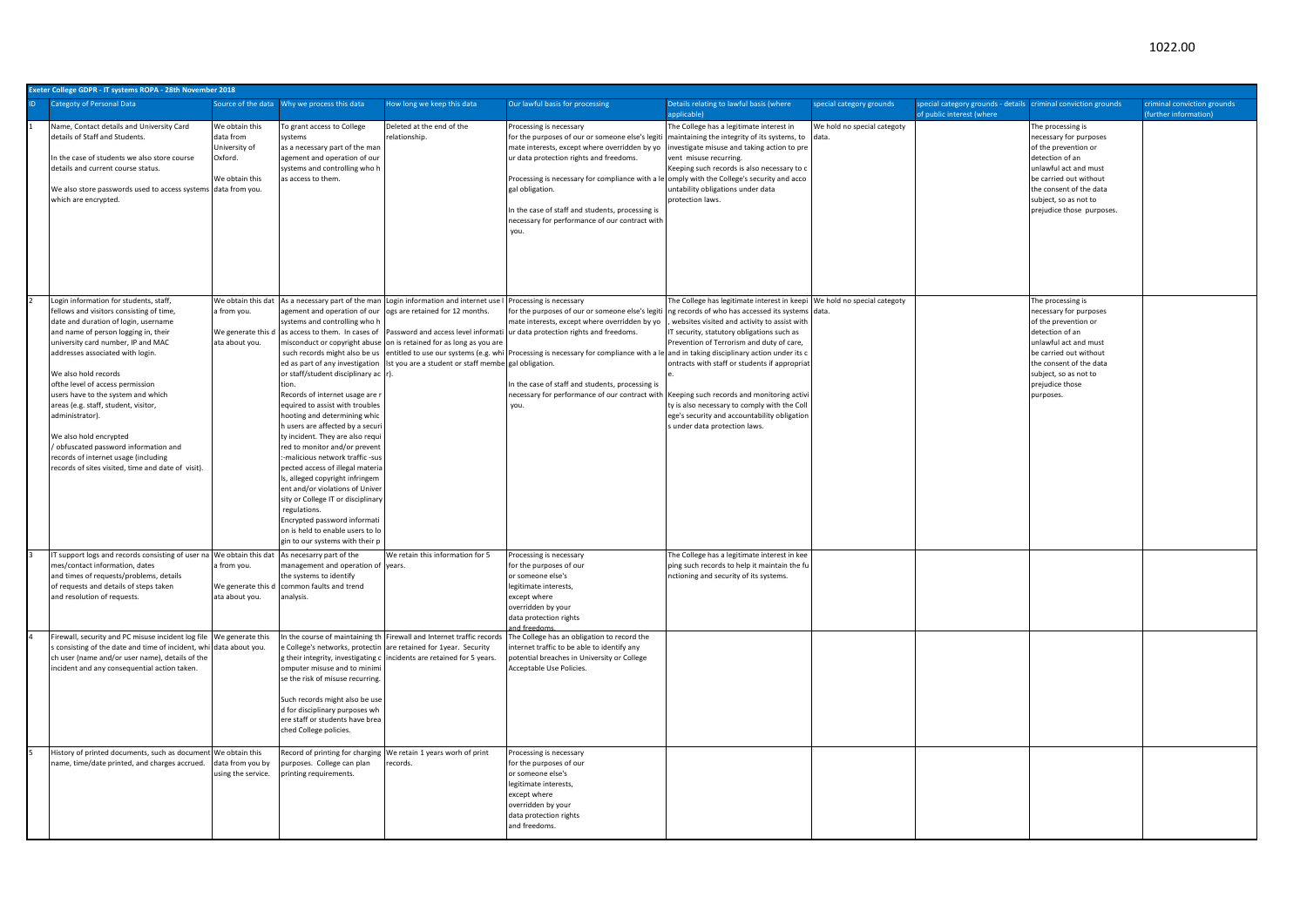1022.00

| Exeter College GDPR - IT systems ROPA - 28th November 2018 | | | | | | | | | | |
|---|---|---|---|---|---|---|---|---|---|---|
| ID | Categoty of Personal Data | Source of the data | Why we process this data | How long we keep this data | Our lawful basis for processing | Details relating to lawful basis (where applicable) | special category grounds | special category grounds - details of public interest (where | criminal conviction grounds | criminal conviction grounds (further information) |
| 1 | Name, Contact details and University Card details of Staff and Students.<br><br>In the case of students we also store course details and current course status.<br><br>We also store passwords used to access systems which are encrypted. | We obtain this data from University of Oxford.<br><br>We obtain this data from you. | To grant access to College systems as a necessary part of the management and operation of our systems and controlling who has access to them. | Deleted at the end of the relationship. | Processing is necessary for the purposes of our or someone else's legitimate interests, except where overridden by your data protection rights and freedoms.<br><br>Processing is necessary for compliance with a legal obligation.<br><br>In the case of staff and students, processing is necessary for performance of our contract with you. | The College has a legitimate interest in maintaining the integrity of its systems, to investigate misuse and taking action to prevent misuse recurring.<br>Keeping such records is also necessary to comply with the College's security and accountability obligations under data protection laws. | We hold no special categoty data. | | The processing is necessary for purposes of the prevention or detection of an unlawful act and must be carried out without the consent of the data subject, so as not to prejudice those purposes. | |
| 2 | Login information for students, staff, fellows and visitors consisting of time, date and duration of login, username and name of person logging in, their university card number, IP and MAC addresses associated with login.<br><br>We also hold records ofthe level of access permission users have to the system and which areas (e.g. staff, student, visitor, administrator).<br><br>We also hold encrypted / obfuscated password information and records of internet usage (including records of sites visited, time and date of visit). | We obtain this data from you.<br><br>We generate this data about you. | As a necessary part of the management and operation of our systems and controlling who has access to them. In cases of misconduct or copyright abuse such records might also be used as part of any investigation or staff/student disciplinary action.<br>Records of internet usage are required to assist with troubleshooting and determining which users are affected by a security incident. They are also required to monitor and/or prevent :-malicious network traffic -suspected access of illegal materials, alleged copyright infringement and/or violations of University or College IT or disciplinary regulations.<br>Encrypted password information is held to enable users to login to our systems with their p | Login information and internet use logs are retained for 12 months.<br><br>Password and access level information is retained for as long as you are entitled to use our systems (e.g. whilst you are a student or staff member). | Processing is necessary for the purposes of our or someone else's legitimate interests, except where overridden by your data protection rights and freedoms.<br><br>Processing is necessary for compliance with a legal obligation.<br><br>In the case of staff and students, processing is necessary for performance of our contract with you. | The College has legitimate interest in keeping records of who has accessed its systems, websites visited and activity to assist with IT security, statutory obligations such as Prevention of Terrorism and duty of care, and in taking disciplinary action under its contracts with staff or students if appropriate.<br>Keeping such records and monitoring activity is also necessary to comply with the College's security and accountability obligations under data protection laws. | We hold no special categoty data. | | The processing is necessary for purposes of the prevention or detection of an unlawful act and must be carried out without the consent of the data subject, so as not to prejudice those purposes. | |
| 3 | IT support logs and records consisting of user names/contact information, dates and times of requests/problems, details of requests and details of steps taken and resolution of requests. | We obtain this data from you.<br><br>We generate this data about you. | As necesarry part of the management and operation of the systems to identify common faults and trend analysis. | We retain this information for 5 years. | Processing is necessary for the purposes of our or someone else's legitimate interests, except where overridden by your data protection rights and freedoms. | The College has a legitimate interest in keeping such records to help it maintain the functioning and security of its systems. | | | | |
| 4 | Firewall, security and PC misuse incident log files consisting of the date and time of incident, which user (name and/or user name), details of the incident and any consequential action taken. | We generate this data about you. | In the course of maintaining the College's networks, protecting their integrity, investigating computer misuse and to minimise the risk of misuse recurring.<br><br>Such records might also be used for disciplinary purposes where staff or students have breached College policies. | Firewall and Internet traffic records are retained for 1year. Security incidents are retained for 5 years. | The College has an obligation to record the internet traffic to be able to identify any potential breaches in University or College Acceptable Use Policies. | | | | | |
| 5 | History of printed documents, such as document name, time/date printed, and charges accrued. | We obtain this data from you by using the service. | Record of printing for charging purposes. College can plan printing requirements. | We retain 1 years worh of print records. | Processing is necessary for the purposes of our or someone else's legitimate interests, except where overridden by your data protection rights and freedoms. | | | | | |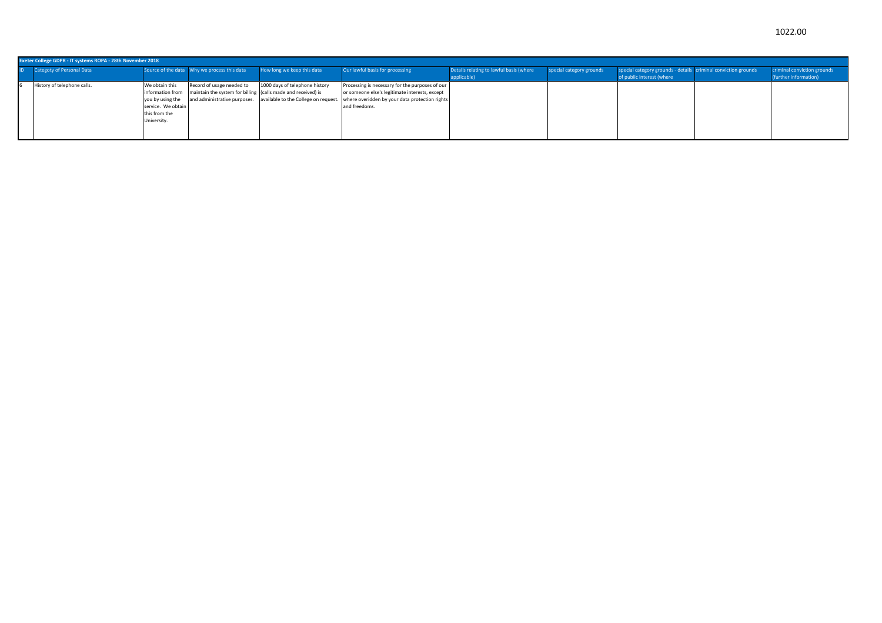| Exeter College GDPR - IT systems ROPA - 28th November 2018 | | | | | | | | | | |
|---|---|---|---|---|---|---|---|---|---|---|
| ID | Categoty of Personal Data | Source of the data | Why we process this data | How long we keep this data | Our lawful basis for processing | Details relating to lawful basis (where applicable) | special category grounds | special category grounds - details of public interest (where | criminal conviction grounds | criminal conviction grounds (further information) |
| 6 | History of telephone calls. | We obtain this information from you by using the service. We obtain this from the University. | Record of usage needed to maintain the system for billing and administrative purposes. | 1000 days of telephone history (calls made and received) is available to the College on request. | Processing is necessary for the purposes of our or someone else's legitimate interests, except where overidden by your data protection rights and freedoms. | | | | | |